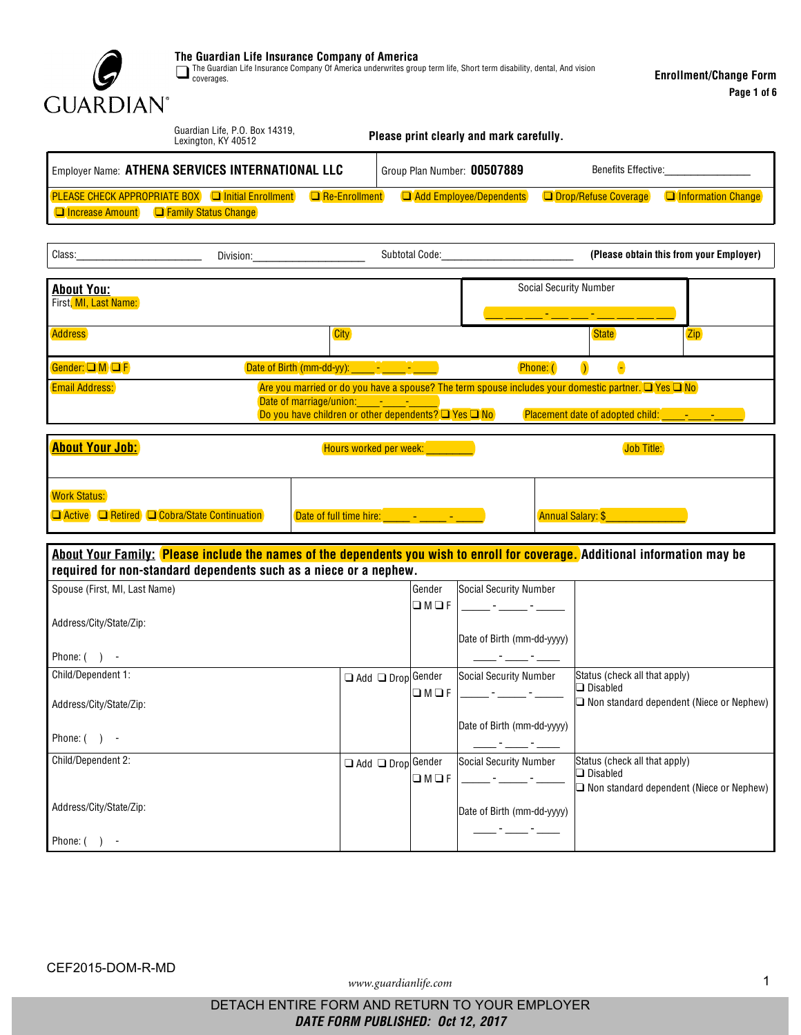**The Guardian Life Insurance Company of America**

❑ The Guardian Life Insurance Company Of America underwrites group term life, Short term disability, dental, And vision coverages.

**Enrollment/Change Form**

**Page 1 of 6**

Guardian Life, P.O. Box 14319, Lexington, KY 40512

**Please print clearly and mark carefully.**

| Employer Name: **ATHENA SERVICES INTERNATIONAL LLC** | Group Plan Number: **00507889** | Benefits Effective:_______________ |
|---|---|---|

PLEASE CHECK APPROPRIATE BOX ❑ Initial Enrollment ❑ Re-Enrollment ❑ Add Employee/Dependents ❑ Drop/Refuse Coverage ❑ Information Change ❑ Increase Amount ❑ Family Status Change

Class:______________________ Division:____________________ Subtotal Code:________________________ **(Please obtain this from your Employer)**

## About You:

| First, MI, Last Name: | | Social Security Number ___ ___ ___ - ___ ___ - ___ ___ ___ ___ |
|---|---|---|
| Address | City | State | Zip |

Gender: ❑ M ❑ F Date of Birth (mm-dd-yy): ____-____-____ Phone: ( ) -

Email Address:

Are you married or do you have a spouse? The term spouse includes your domestic partner. ❑ Yes ❑ No

Date of marriage/union: ____-____-____

Do you have children or other dependents? ❑ Yes ❑ No Placement date of adopted child: ____-____-_____

## About Your Job:

Hours worked per week: ________ Job Title:

| Work Status: ❑ Active ❑ Retired ❑ Cobra/State Continuation | Date of full time hire: _____ - _____ - _____ | Annual Salary: $______________ |
|---|---|---|

## About Your Family: Please include the names of the dependents you wish to enroll for coverage. Additional information may be required for non-standard dependents such as a niece or a nephew.

| Name / Address / Phone | Add/Drop | Gender | Social Security Number / Date of Birth | Status |
|---|---|---|---|---|
| Spouse (First, MI, Last Name)<br>Address/City/State/Zip:<br>Phone: ( ) - | | ❑ M ❑ F | Social Security Number _____ - _____ - _____<br>Date of Birth (mm-dd-yyyy) ____ - ____ - ____ | |
| Child/Dependent 1:<br>Address/City/State/Zip:<br>Phone: ( ) - | ❑ Add ❑ Drop | ❑ M ❑ F | Social Security Number _____ - _____ - _____<br>Date of Birth (mm-dd-yyyy) ____ - ____ - ____ | Status (check all that apply)<br>❑ Disabled<br>❑ Non standard dependent (Niece or Nephew) |
| Child/Dependent 2:<br>Address/City/State/Zip:<br>Phone: ( ) - | ❑ Add ❑ Drop | ❑ M ❑ F | Social Security Number _____ - _____ - _____<br>Date of Birth (mm-dd-yyyy) ____ - ____ - ____ | Status (check all that apply)<br>❑ Disabled<br>❑ Non standard dependent (Niece or Nephew) |

CEF2015-DOM-R-MD

*www.guardianlife.com*

DETACH ENTIRE FORM AND RETURN TO YOUR EMPLOYER

***DATE FORM PUBLISHED: Oct 12, 2017***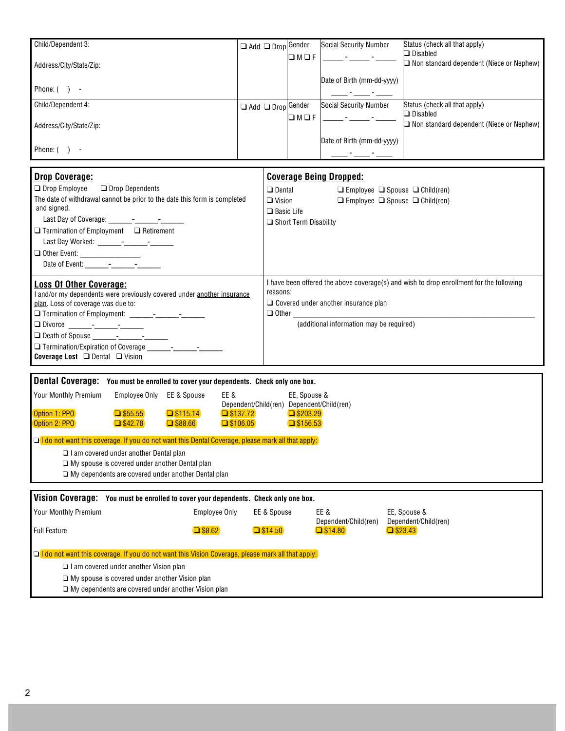| Child/Dependent 3: | ❑ Add ❑ Drop | Gender | Social Security Number | Status (check all that apply) |
|---|---|---|---|---|
| Address/City/State/Zip: | | ❑ M ❑ F | _____ - _____ - _____ | ❑ Disabled |
| Phone: ( ) - | | | Date of Birth (mm-dd-yyyy) ____ - ____ - ____ | ❑ Non standard dependent (Niece or Nephew) |

| Child/Dependent 4: | ❑ Add ❑ Drop | Gender | Social Security Number | Status (check all that apply) |
|---|---|---|---|---|
| Address/City/State/Zip: | | ❑ M ❑ F | _____ - _____ - _____ | ❑ Disabled |
| Phone: ( ) - | | | Date of Birth (mm-dd-yyyy) ____ - ____ - ____ | ❑ Non standard dependent (Niece or Nephew) |

## Drop Coverage:

❑ Drop Employee ❑ Drop Dependents

The date of withdrawal cannot be prior to the date this form is completed and signed.

Last Day of Coverage: ______-______-______

❑ Termination of Employment ❑ Retirement

Last Day Worked: ______-______-______

❑ Other Event: _______________

Date of Event: ______-______-______

## Coverage Being Dropped:

❑ Dental ❑ Employee ❑ Spouse ❑ Child(ren)

❑ Vision ❑ Employee ❑ Spouse ❑ Child(ren)

❑ Basic Life

❑ Short Term Disability

## Loss Of Other Coverage:

I and/or my dependents were previously covered under another insurance plan. Loss of coverage was due to:

❑ Termination of Employment: ______-______-______

❑ Divorce ______-______-______

❑ Death of Spouse ______-______-______

❑ Termination/Expiration of Coverage ______-______-______

**Coverage Lost** ❑ Dental ❑ Vision

I have been offered the above coverage(s) and wish to drop enrollment for the following reasons:

❑ Covered under another insurance plan

❑ Other ____________________________________________

(additional information may be required)

## Dental Coverage: You must be enrolled to cover your dependents. Check only one box.

| Your Monthly Premium | Employee Only | EE & Spouse | EE & Dependent/Child(ren) | EE, Spouse & Dependent/Child(ren) |
|---|---|---|---|---|
| Option 1: PPO | ❑ $55.55 | ❑ $115.14 | ❑ $137.72 | ❑ $203.29 |
| Option 2: PPO | ❑ $42.78 | ❑ $88.66 | ❑ $106.05 | ❑ $156.53 |

❑ I do not want this coverage. If you do not want this Dental Coverage, please mark all that apply:

- ❑ I am covered under another Dental plan
- ❑ My spouse is covered under another Dental plan
- ❑ My dependents are covered under another Dental plan

## Vision Coverage: You must be enrolled to cover your dependents. Check only one box.

| Your Monthly Premium | Employee Only | EE & Spouse | EE & Dependent/Child(ren) | EE, Spouse & Dependent/Child(ren) |
|---|---|---|---|---|
| Full Feature | ❑ $8.62 | ❑ $14.50 | ❑ $14.80 | ❑ $23.43 |

❑ I do not want this coverage. If you do not want this Vision Coverage, please mark all that apply:

- ❑ I am covered under another Vision plan
- ❑ My spouse is covered under another Vision plan
- ❑ My dependents are covered under another Vision plan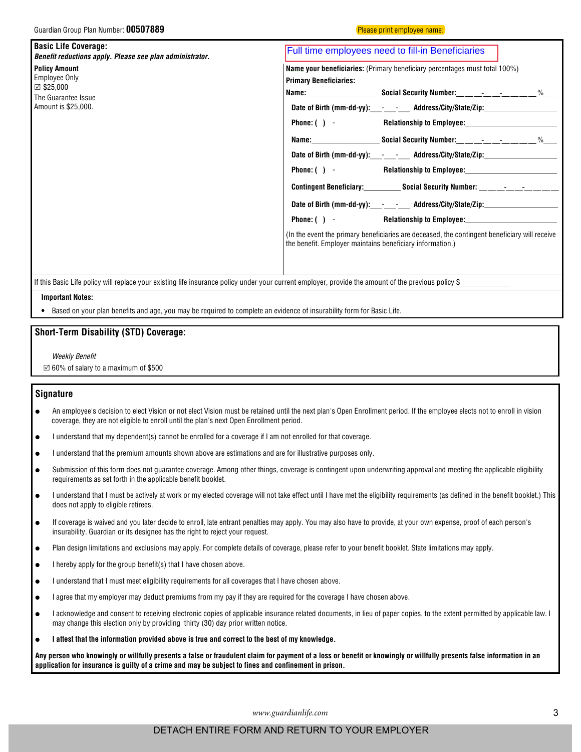Guardian Group Plan Number: **00507889**

Please print employee name:

**Basic Life Coverage:**
***Benefit reductions apply. Please see plan administrator.***

**Policy Amount**
Employee Only
☑ $25,000
The Guarantee Issue Amount is $25,000.

Full time employees need to fill-in Beneficiaries

**Name your beneficiaries:** (Primary beneficiary percentages must total 100%)

**Primary Beneficiaries:**

**Name:**__________________ **Social Security Number:**___ ___-___ ___-___ ___ ___ ___ %___

**Date of Birth (mm-dd-yy):**___-___-___ **Address/City/State/Zip:**__________________

**Phone: ( ) -** **Relationship to Employee:**______________________

**Name:**__________________ **Social Security Number:**___ ___-___ ___-___ ___ ___ ___ %___

**Date of Birth (mm-dd-yy):**___-___-___ **Address/City/State/Zip:**__________________

**Phone: ( ) -** **Relationship to Employee:**______________________

**Contingent Beneficiary:**__________ **Social Security Number:** ___ ___-___ ___-___ ___ ___ ___

**Date of Birth (mm-dd-yy):**___-___-___ **Address/City/State/Zip:**__________________

**Phone: ( ) -** **Relationship to Employee:**______________________

(In the event the primary beneficiaries are deceased, the contingent beneficiary will receive the benefit. Employer maintains beneficiary information.)

If this Basic Life policy will replace your existing life insurance policy under your current employer, provide the amount of the previous policy $____________

**Important Notes:**

- Based on your plan benefits and age, you may be required to complete an evidence of insurability form for Basic Life.

## Short-Term Disability (STD) Coverage:

*Weekly Benefit*

☑ 60% of salary to a maximum of $500

## Signature

- An employee's decision to elect Vision or not elect Vision must be retained until the next plan's Open Enrollment period. If the employee elects not to enroll in vision coverage, they are not eligible to enroll until the plan's next Open Enrollment period.
- I understand that my dependent(s) cannot be enrolled for a coverage if I am not enrolled for that coverage.
- I understand that the premium amounts shown above are estimations and are for illustrative purposes only.
- Submission of this form does not guarantee coverage. Among other things, coverage is contingent upon underwriting approval and meeting the applicable eligibility requirements as set forth in the applicable benefit booklet.
- I understand that I must be actively at work or my elected coverage will not take effect until I have met the eligibility requirements (as defined in the benefit booklet.) This does not apply to eligible retirees.
- If coverage is waived and you later decide to enroll, late entrant penalties may apply. You may also have to provide, at your own expense, proof of each person's insurability. Guardian or its designee has the right to reject your request.
- Plan design limitations and exclusions may apply. For complete details of coverage, please refer to your benefit booklet. State limitations may apply.
- I hereby apply for the group benefit(s) that I have chosen above.
- I understand that I must meet eligibility requirements for all coverages that I have chosen above.
- I agree that my employer may deduct premiums from my pay if they are required for the coverage I have chosen above.
- I acknowledge and consent to receiving electronic copies of applicable insurance related documents, in lieu of paper copies, to the extent permitted by applicable law. I may change this election only by providing thirty (30) day prior written notice.
- **I attest that the information provided above is true and correct to the best of my knowledge.**

**Any person who knowingly or willfully presents a false or fraudulent claim for payment of a loss or benefit or knowingly or willfully presents false information in an application for insurance is guilty of a crime and may be subject to fines and confinement in prison.**

*www.guardianlife.com*

DETACH ENTIRE FORM AND RETURN TO YOUR EMPLOYER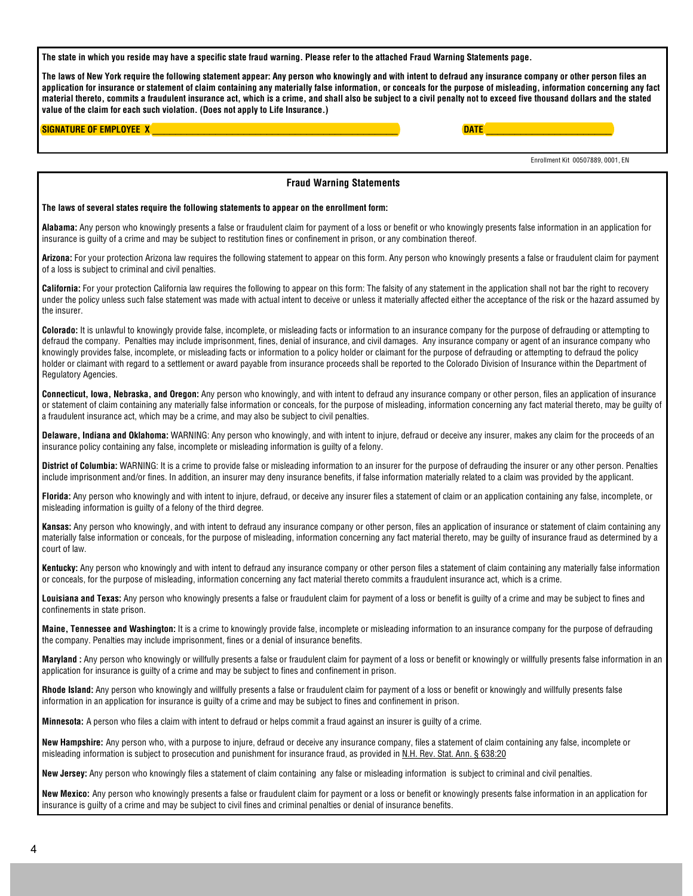**The state in which you reside may have a specific state fraud warning. Please refer to the attached Fraud Warning Statements page.**

**The laws of New York require the following statement appear: Any person who knowingly and with intent to defraud any insurance company or other person files an application for insurance or statement of claim containing any materially false information, or conceals for the purpose of misleading, information concerning any fact material thereto, commits a fraudulent insurance act, which is a crime, and shall also be subject to a civil penalty not to exceed five thousand dollars and the stated value of the claim for each such violation. (Does not apply to Life Insurance.)**

**SIGNATURE OF EMPLOYEE X** ______________________________ **DATE** ____________________

Enrollment Kit 00507889, 0001, EN

## Fraud Warning Statements

**The laws of several states require the following statements to appear on the enrollment form:**

**Alabama:** Any person who knowingly presents a false or fraudulent claim for payment of a loss or benefit or who knowingly presents false information in an application for insurance is guilty of a crime and may be subject to restitution fines or confinement in prison, or any combination thereof.

**Arizona:** For your protection Arizona law requires the following statement to appear on this form. Any person who knowingly presents a false or fraudulent claim for payment of a loss is subject to criminal and civil penalties.

**California:** For your protection California law requires the following to appear on this form: The falsity of any statement in the application shall not bar the right to recovery under the policy unless such false statement was made with actual intent to deceive or unless it materially affected either the acceptance of the risk or the hazard assumed by the insurer.

**Colorado:** It is unlawful to knowingly provide false, incomplete, or misleading facts or information to an insurance company for the purpose of defrauding or attempting to defraud the company. Penalties may include imprisonment, fines, denial of insurance, and civil damages. Any insurance company or agent of an insurance company who knowingly provides false, incomplete, or misleading facts or information to a policy holder or claimant for the purpose of defrauding or attempting to defraud the policy holder or claimant with regard to a settlement or award payable from insurance proceeds shall be reported to the Colorado Division of Insurance within the Department of Regulatory Agencies.

**Connecticut, Iowa, Nebraska, and Oregon:** Any person who knowingly, and with intent to defraud any insurance company or other person, files an application of insurance or statement of claim containing any materially false information or conceals, for the purpose of misleading, information concerning any fact material thereto, may be guilty of a fraudulent insurance act, which may be a crime, and may also be subject to civil penalties.

**Delaware, Indiana and Oklahoma:** WARNING: Any person who knowingly, and with intent to injure, defraud or deceive any insurer, makes any claim for the proceeds of an insurance policy containing any false, incomplete or misleading information is guilty of a felony.

**District of Columbia:** WARNING: It is a crime to provide false or misleading information to an insurer for the purpose of defrauding the insurer or any other person. Penalties include imprisonment and/or fines. In addition, an insurer may deny insurance benefits, if false information materially related to a claim was provided by the applicant.

**Florida:** Any person who knowingly and with intent to injure, defraud, or deceive any insurer files a statement of claim or an application containing any false, incomplete, or misleading information is guilty of a felony of the third degree.

**Kansas:** Any person who knowingly, and with intent to defraud any insurance company or other person, files an application of insurance or statement of claim containing any materially false information or conceals, for the purpose of misleading, information concerning any fact material thereto, may be guilty of insurance fraud as determined by a court of law.

**Kentucky:** Any person who knowingly and with intent to defraud any insurance company or other person files a statement of claim containing any materially false information or conceals, for the purpose of misleading, information concerning any fact material thereto commits a fraudulent insurance act, which is a crime.

**Louisiana and Texas:** Any person who knowingly presents a false or fraudulent claim for payment of a loss or benefit is guilty of a crime and may be subject to fines and confinements in state prison.

**Maine, Tennessee and Washington:** It is a crime to knowingly provide false, incomplete or misleading information to an insurance company for the purpose of defrauding the company. Penalties may include imprisonment, fines or a denial of insurance benefits.

**Maryland :** Any person who knowingly or willfully presents a false or fraudulent claim for payment of a loss or benefit or knowingly or willfully presents false information in an application for insurance is guilty of a crime and may be subject to fines and confinement in prison.

**Rhode Island:** Any person who knowingly and willfully presents a false or fraudulent claim for payment of a loss or benefit or knowingly and willfully presents false information in an application for insurance is guilty of a crime and may be subject to fines and confinement in prison.

**Minnesota:** A person who files a claim with intent to defraud or helps commit a fraud against an insurer is guilty of a crime.

**New Hampshire:** Any person who, with a purpose to injure, defraud or deceive any insurance company, files a statement of claim containing any false, incomplete or misleading information is subject to prosecution and punishment for insurance fraud, as provided in N.H. Rev. Stat. Ann. § 638:20

**New Jersey:** Any person who knowingly files a statement of claim containing any false or misleading information is subject to criminal and civil penalties.

**New Mexico:** Any person who knowingly presents a false or fraudulent claim for payment or a loss or benefit or knowingly presents false information in an application for insurance is guilty of a crime and may be subject to civil fines and criminal penalties or denial of insurance benefits.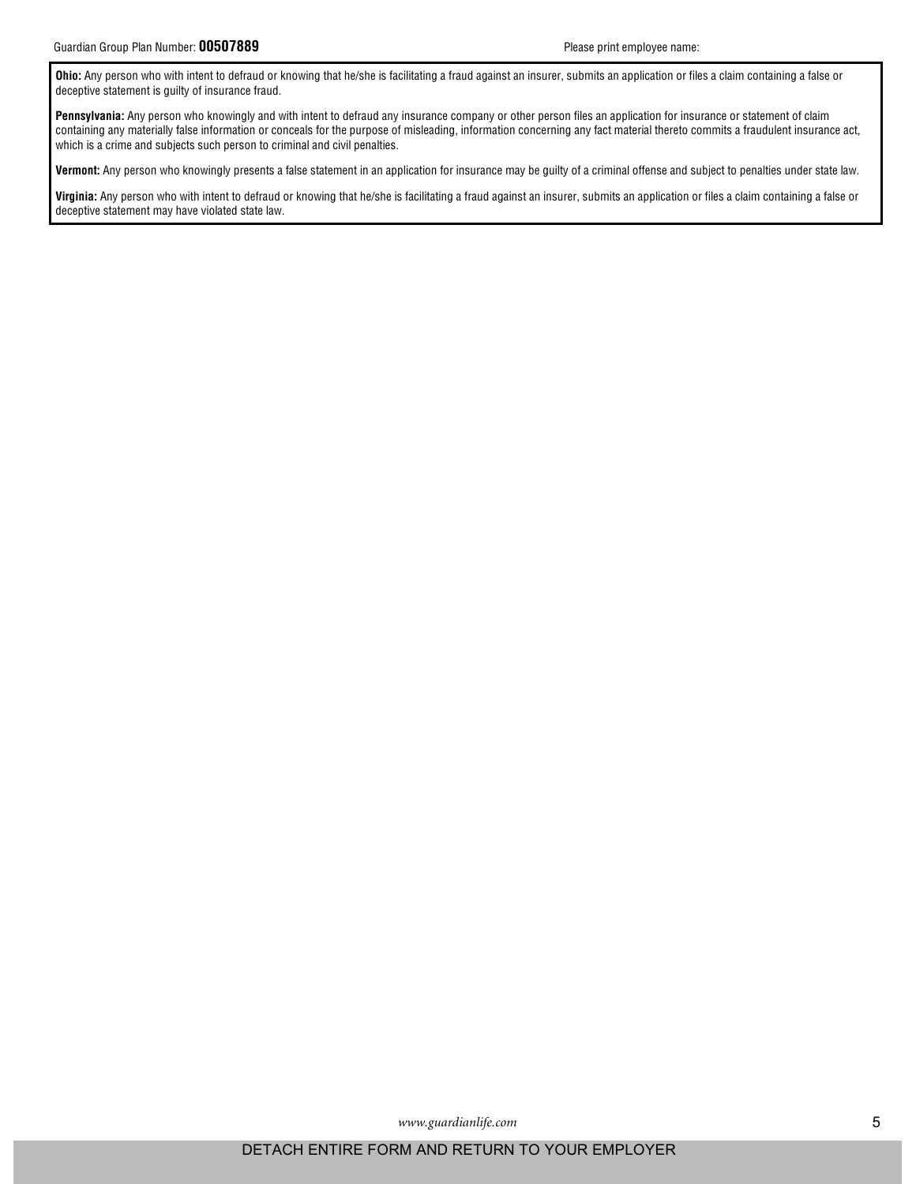Guardian Group Plan Number: **00507889** Please print employee name:

**Ohio:** Any person who with intent to defraud or knowing that he/she is facilitating a fraud against an insurer, submits an application or files a claim containing a false or deceptive statement is guilty of insurance fraud.

**Pennsylvania:** Any person who knowingly and with intent to defraud any insurance company or other person files an application for insurance or statement of claim containing any materially false information or conceals for the purpose of misleading, information concerning any fact material thereto commits a fraudulent insurance act, which is a crime and subjects such person to criminal and civil penalties.

**Vermont:** Any person who knowingly presents a false statement in an application for insurance may be guilty of a criminal offense and subject to penalties under state law.

**Virginia:** Any person who with intent to defraud or knowing that he/she is facilitating a fraud against an insurer, submits an application or files a claim containing a false or deceptive statement may have violated state law.

*www.guardianlife.com*

DETACH ENTIRE FORM AND RETURN TO YOUR EMPLOYER